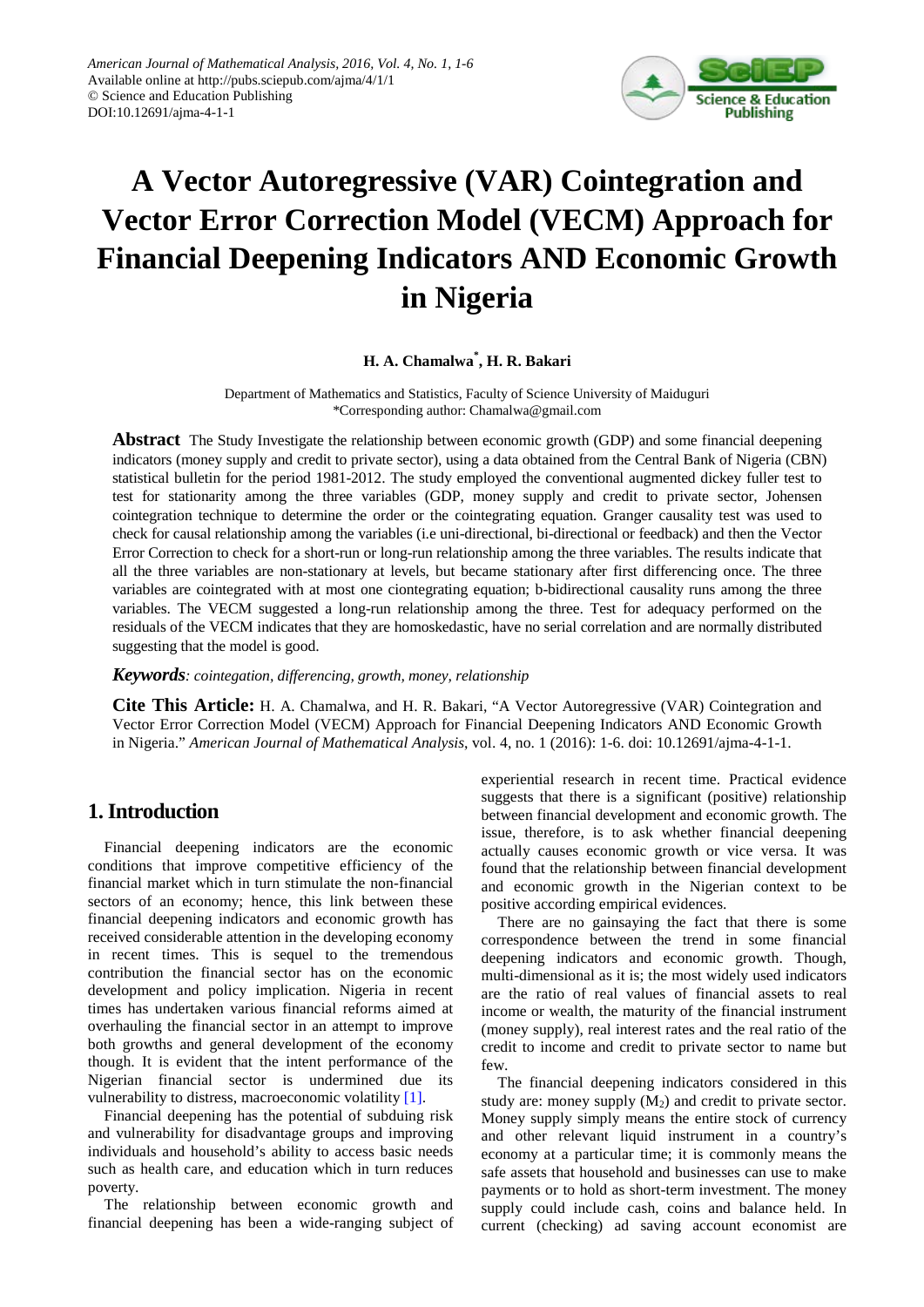# A Vector Autoregressive (VAR) Cointegration and Vector Error Correction Model (VECM) Approach for Financial Deepening Indicators AND Economic Growth in Nigeria

**H. A. Chamalwa[*], H. R. Bakari**

Department of Mathematics and Statistics, Faculty of Science University of Maiduguri
*Corresponding author: Chamalwa@gmail.com

**Abstract** The Study Investigate the relationship between economic growth (GDP) and some financial deepening indicators (money supply and credit to private sector), using a data obtained from the Central Bank of Nigeria (CBN) statistical bulletin for the period 1981-2012. The study employed the conventional augmented dickey fuller test to test for stationarity among the three variables (GDP, money supply and credit to private sector, Johensen cointegration technique to determine the order or the cointegrating equation. Granger causality test was used to check for causal relationship among the variables (i.e uni-directional, bi-directional or feedback) and then the Vector Error Correction to check for a short-run or long-run relationship among the three variables. The results indicate that all the three variables are non-stationary at levels, but became stationary after first differencing once. The three variables are cointegrated with at most one ciontegrating equation; b-bidirectional causality runs among the three variables. The VECM suggested a long-run relationship among the three. Test for adequacy performed on the residuals of the VECM indicates that they are homoskedastic, have no serial correlation and are normally distributed suggesting that the model is good.

***Keywords**: cointegration, differencing, growth, money, relationship*

**Cite This Article:** H. A. Chamalwa, and H. R. Bakari, "A Vector Autoregressive (VAR) Cointegration and Vector Error Correction Model (VECM) Approach for Financial Deepening Indicators AND Economic Growth in Nigeria." *American Journal of Mathematical Analysis*, vol. 4, no. 1 (2016): 1-6. doi: 10.12691/ajma-4-1-1.

## 1. Introduction

Financial deepening indicators are the economic conditions that improve competitive efficiency of the financial market which in turn stimulate the non-financial sectors of an economy; hence, this link between these financial deepening indicators and economic growth has received considerable attention in the developing economy in recent times. This is sequel to the tremendous contribution the financial sector has on the economic development and policy implication. Nigeria in recent times has undertaken various financial reforms aimed at overhauling the financial sector in an attempt to improve both growths and general development of the economy though. It is evident that the intent performance of the Nigerian financial sector is undermined due its vulnerability to distress, macroeconomic volatility [1].

Financial deepening has the potential of subduing risk and vulnerability for disadvantage groups and improving individuals and household's ability to access basic needs such as health care, and education which in turn reduces poverty.

The relationship between economic growth and financial deepening has been a wide-ranging subject of experiential research in recent time. Practical evidence suggests that there is a significant (positive) relationship between financial development and economic growth. The issue, therefore, is to ask whether financial deepening actually causes economic growth or vice versa. It was found that the relationship between financial development and economic growth in the Nigerian context to be positive according empirical evidences.

There are no gainsaying the fact that there is some correspondence between the trend in some financial deepening indicators and economic growth. Though, multi-dimensional as it is; the most widely used indicators are the ratio of real values of financial assets to real income or wealth, the maturity of the financial instrument (money supply), real interest rates and the real ratio of the credit to income and credit to private sector to name but few.

The financial deepening indicators considered in this study are: money supply ($M_2$) and credit to private sector. Money supply simply means the entire stock of currency and other relevant liquid instrument in a country's economy at a particular time; it is commonly means the safe assets that household and businesses can use to make payments or to hold as short-term investment. The money supply could include cash, coins and balance held. In current (checking) ad saving account economist are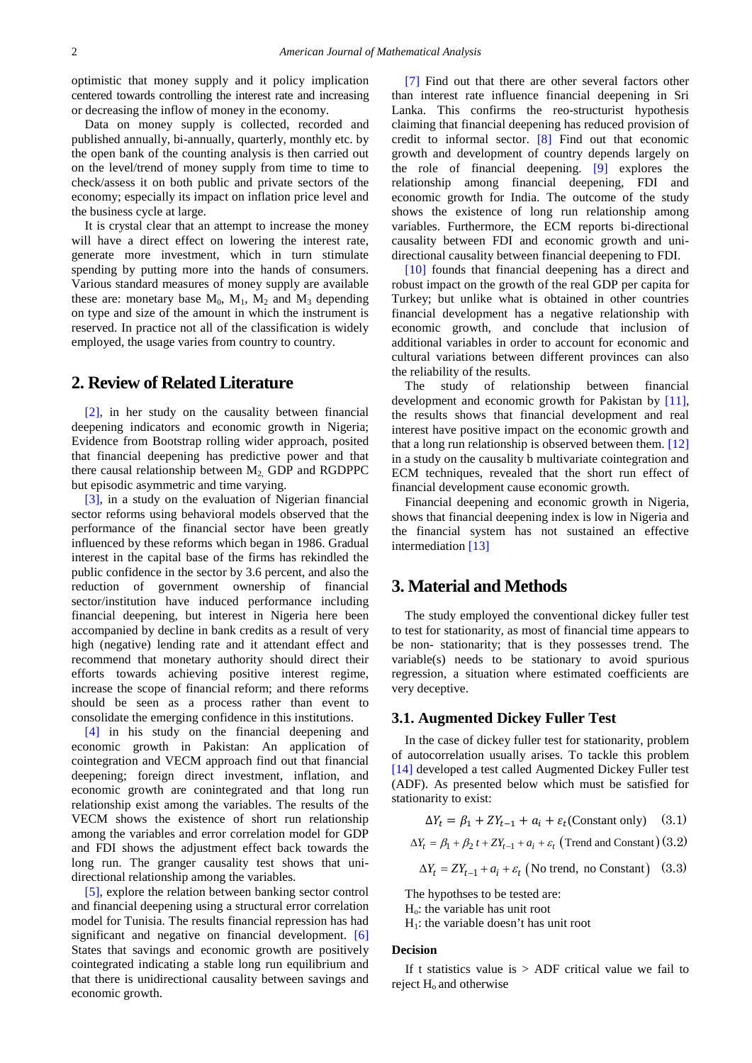optimistic that money supply and it policy implication centered towards controlling the interest rate and increasing or decreasing the inflow of money in the economy.

Data on money supply is collected, recorded and published annually, bi-annually, quarterly, monthly etc. by the open bank of the counting analysis is then carried out on the level/trend of money supply from time to time to check/assess it on both public and private sectors of the economy; especially its impact on inflation price level and the business cycle at large.

It is crystal clear that an attempt to increase the money will have a direct effect on lowering the interest rate, generate more investment, which in turn stimulate spending by putting more into the hands of consumers. Various standard measures of money supply are available these are: monetary base $M_0$, $M_1$, $M_2$ and $M_3$ depending on type and size of the amount in which the instrument is reserved. In practice not all of the classification is widely employed, the usage varies from country to country.

## 2. Review of Related Literature

[2], in her study on the causality between financial deepening indicators and economic growth in Nigeria; Evidence from Bootstrap rolling wider approach, posited that financial deepening has predictive power and that there causal relationship between $M_2$, GDP and RGDPPC but episodic asymmetric and time varying.

[3], in a study on the evaluation of Nigerian financial sector reforms using behavioral models observed that the performance of the financial sector have been greatly influenced by these reforms which began in 1986. Gradual interest in the capital base of the firms has rekindled the public confidence in the sector by 3.6 percent, and also the reduction of government ownership of financial sector/institution have induced performance including financial deepening, but interest in Nigeria here been accompanied by decline in bank credits as a result of very high (negative) lending rate and it attendant effect and recommend that monetary authority should direct their efforts towards achieving positive interest regime, increase the scope of financial reform; and there reforms should be seen as a process rather than event to consolidate the emerging confidence in this institutions.

[4] in his study on the financial deepening and economic growth in Pakistan: An application of cointegration and VECM approach find out that financial deepening; foreign direct investment, inflation, and economic growth are cointegrated and that long run relationship exist among the variables. The results of the VECM shows the existence of short run relationship among the variables and error correlation model for GDP and FDI shows the adjustment effect back towards the long run. The granger causality test shows that uni-directional relationship among the variables.

[5], explore the relation between banking sector control and financial deepening using a structural error correlation model for Tunisia. The results financial repression has had significant and negative on financial development. [6] States that savings and economic growth are positively cointegrated indicating a stable long run equilibrium and that there is unidirectional causality between savings and economic growth.

[7] Find out that there are other several factors other than interest rate influence financial deepening in Sri Lanka. This confirms the reo-structurist hypothesis claiming that financial deepening has reduced provision of credit to informal sector. [8] Find out that economic growth and development of country depends largely on the role of financial deepening. [9] explores the relationship among financial deepening, FDI and economic growth for India. The outcome of the study shows the existence of long run relationship among variables. Furthermore, the ECM reports bi-directional causality between FDI and economic growth and uni-directional causality between financial deepening to FDI.

[10] founds that financial deepening has a direct and robust impact on the growth of the real GDP per capita for Turkey; but unlike what is obtained in other countries financial development has a negative relationship with economic growth, and conclude that inclusion of additional variables in order to account for economic and cultural variations between different provinces can also the reliability of the results.

The study of relationship between financial development and economic growth for Pakistan by [11], the results shows that financial development and real interest have positive impact on the economic growth and that a long run relationship is observed between them. [12] in a study on the causality b multivariate cointegration and ECM techniques, revealed that the short run effect of financial development cause economic growth.

Financial deepening and economic growth in Nigeria, shows that financial deepening index is low in Nigeria and the financial system has not sustained an effective intermediation [13]

## 3. Material and Methods

The study employed the conventional dickey fuller test to test for stationarity, as most of financial time appears to be non- stationarity; that is they possesses trend. The variable(s) needs to be stationary to avoid spurious regression, a situation where estimated coefficients are very deceptive.

### 3.1. Augmented Dickey Fuller Test

In the case of dickey fuller test for stationarity, problem of autocorrelation usually arises. To tackle this problem [14] developed a test called Augmented Dickey Fuller test (ADF). As presented below which must be satisfied for stationarity to exist:

$$\Delta Y_t = \beta_1 + ZY_{t-1} + a_i + \varepsilon_t (\text{Constant only}) \quad (3.1)$$

$$\Delta Y_t = \beta_1 + \beta_2 t + ZY_{t-1} + a_i + \varepsilon_t \; (\text{Trend and Constant}) \quad (3.2)$$

$$\Delta Y_t = ZY_{t-1} + a_i + \varepsilon_t \; (\text{No trend, no Constant}) \quad (3.3)$$

The hypothses to be tested are:

$H_o$: the variable has unit root

$H_1$: the variable doesn't has unit root

**Decision**

If t statistics value is > ADF critical value we fail to reject $H_o$ and otherwise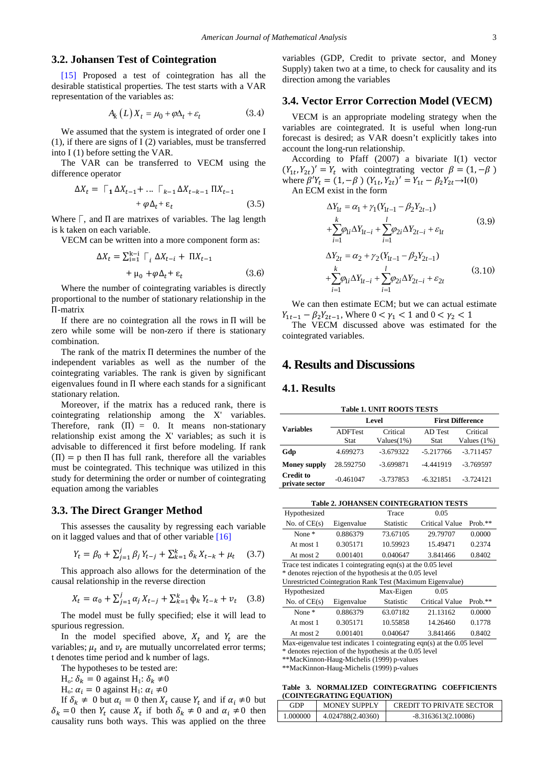## 3.2. Johansen Test of Cointegration

[15] Proposed a test of cointegration has all the desirable statistical properties. The test starts with a VAR representation of the variables as:

$$A_k(L)X_t = \mu_0 + \varphi\Delta_t + \varepsilon_t \tag{3.4}$$

We assumed that the system is integrated of order one I (1), if there are signs of I (2) variables, must be transferred into I (1) before setting the VAR.

The VAR can be transferred to VECM using the difference operator

$$\Delta X_t = \Gamma_1 \Delta X_{t-1} + \dots \Gamma_{k-1} \Delta X_{t-k-1} \Pi X_{t-1} + \varphi\Delta_t + \varepsilon_t \tag{3.5}$$

Where $\Gamma$, and $\Pi$ are matrixes of variables. The lag length is k taken on each variable.

VECM can be written into a more component form as:

$$\Delta X_t = \sum_{i=1}^{k-i} \Gamma_i \Delta X_{t-i} + \Pi X_{t-1} + \mu_0 + \varphi\Delta_t + \varepsilon_t \tag{3.6}$$

Where the number of cointegrating variables is directly proportional to the number of stationary relationship in the $\Pi$-matrix

If there are no cointegration all the rows in $\Pi$ will be zero while some will be non-zero if there is stationary combination.

The rank of the matrix $\Pi$ determines the number of the independent variables as well as the number of the cointegrating variables. The rank is given by significant eigenvalues found in $\Pi$ where each stands for a significant stationary relation.

Moreover, if the matrix has a reduced rank, there is cointegrating relationship among the X' variables. Therefore, rank $(\Pi) = 0$. It means non-stationary relationship exist among the X' variables; as such it is advisable to differenced it first before modeling. If rank $(\Pi) = p$ then $\Pi$ has full rank, therefore all the variables must be cointegrated. This technique was utilized in this study for determining the order or number of cointegrating equation among the variables

## 3.3. The Direct Granger Method

This assesses the causality by regressing each variable on it lagged values and that of other variable [16]

$$Y_t = \beta_0 + \sum_{j=1}^{j} \beta_j Y_{t-j} + \sum_{k=1}^{k} \delta_k X_{t-k} + \mu_t \tag{3.7}$$

This approach also allows for the determination of the causal relationship in the reverse direction

$$X_t = \alpha_0 + \sum_{j=1}^{j} \alpha_j X_{t-j} + \sum_{k=1}^{k} \phi_k Y_{t-k} + v_t \tag{3.8}$$

The model must be fully specified; else it will lead to spurious regression.

In the model specified above, $X_t$ and $Y_t$ are the variables; $\mu_t$ and $v_t$ are mutually uncorrelated error terms; t denotes time period and k number of lags.

The hypotheses to be tested are:

$H_o$: $\delta_k = 0$ against $H_1$: $\delta_k \neq 0$

$H_o$: $\alpha_i = 0$ against $H_1$: $\alpha_i \neq 0$

If $\delta_k \neq 0$ but $\alpha_i = 0$ then $X_t$ cause $Y_t$ and if $\alpha_i \neq 0$ but $\delta_k = 0$ then $Y_t$ cause $X_t$ if both $\delta_k \neq 0$ and $\alpha_i \neq 0$ then causality runs both ways. This was applied on the three variables (GDP, Credit to private sector, and Money Supply) taken two at a time, to check for causality and its direction among the variables

## 3.4. Vector Error Correction Model (VECM)

VECM is an appropriate modeling strategy when the variables are cointegrated. It is useful when long-run forecast is desired; as VAR doesn't explicitly takes into account the long-run relationship.

According to Pfaff (2007) a bivariate I(1) vector $(Y_{1t}, Y_{2t})' = Y_t$ with cointegrating vector $\beta = (1, -\beta)$ where $\beta' Y_t = (1, -\beta)\,(Y_{1t}, Y_{2t})' = Y_{1t} - \beta_2 Y_{2t} \rightarrow I(0)$

An ECM exist in the form

$$\Delta Y_{1t} = \alpha_1 + \gamma_1(Y_{1t-1} - \beta_2 Y_{2t-1}) + \sum_{i=1}^{k} \varphi_{1i} \Delta Y_{1t-i} + \sum_{i=1}^{l} \varphi_{2i} \Delta Y_{2t-i} + \varepsilon_{1t} \tag{3.9}$$

$$\Delta Y_{2t} = \alpha_2 + \gamma_2(Y_{1t-1} - \beta_2 Y_{2t-1}) + \sum_{i=1}^{k} \varphi_{1i} \Delta Y_{1t-i} + \sum_{i=1}^{l} \varphi_{2i} \Delta Y_{2t-i} + \varepsilon_{2t} \tag{3.10}$$

We can then estimate ECM; but we can actual estimate $Y_{1t-1} - \beta_2 Y_{2t-1}$, Where $0 < \gamma_1 < 1$ and $0 < \gamma_2 < 1$

The VECM discussed above was estimated for the cointegrated variables.

# 4. Results and Discussions

## 4.1. Results

**Table 1. UNIT ROOTS TESTS**

| Variables | Level | | First Difference | |
|---|---|---|---|---|
| | ADFTest Stat | Critical Values(1%) | AD Test Stat | Critical Values (1%) |
| **Gdp** | 4.699273 | -3.679322 | -5.217766 | -3.711457 |
| **Money supply** | 28.592750 | -3.699871 | -4.441919 | -3.769597 |
| **Credit to private sector** | -0.461047 | -3.737853 | -6.321851 | -3.724121 |

**Table 2. JOHANSEN COINTEGRATION TESTS**

| Hypothesized No. of CE(s) | Eigenvalue | Trace Statistic | 0.05 Critical Value | Prob.** |
|---|---|---|---|---|
| None * | 0.886379 | 73.67105 | 29.79707 | 0.0000 |
| At most 1 | 0.305171 | 10.59923 | 15.49471 | 0.2374 |
| At most 2 | 0.001401 | 0.040647 | 3.841466 | 0.8402 |

Trace test indicates 1 cointegrating eqn(s) at the 0.05 level

* denotes rejection of the hypothesis at the 0.05 level

Unrestricted Cointegration Rank Test (Maximum Eigenvalue)

| Hypothesized No. of CE(s) | Eigenvalue | Max-Eigen Statistic | 0.05 Critical Value | Prob.** |
|---|---|---|---|---|
| None * | 0.886379 | 63.07182 | 21.13162 | 0.0000 |
| At most 1 | 0.305171 | 10.55858 | 14.26460 | 0.1778 |
| At most 2 | 0.001401 | 0.040647 | 3.841466 | 0.8402 |

Max-eigenvalue test indicates 1 cointegrating eqn(s) at the 0.05 level

* denotes rejection of the hypothesis at the 0.05 level

**MacKinnon-Haug-Michelis (1999) p-values

**MacKinnon-Haug-Michelis (1999) p-values

**Table 3. NORMALIZED COINTEGRATING COEFFICIENTS (COINTEGRATING EQUATION)**

| GDP | MONEY SUPPLY | CREDIT TO PRIVATE SECTOR |
|---|---|---|
| 1.000000 | 4.024788(2.40360) | -8.3163613(2.10086) |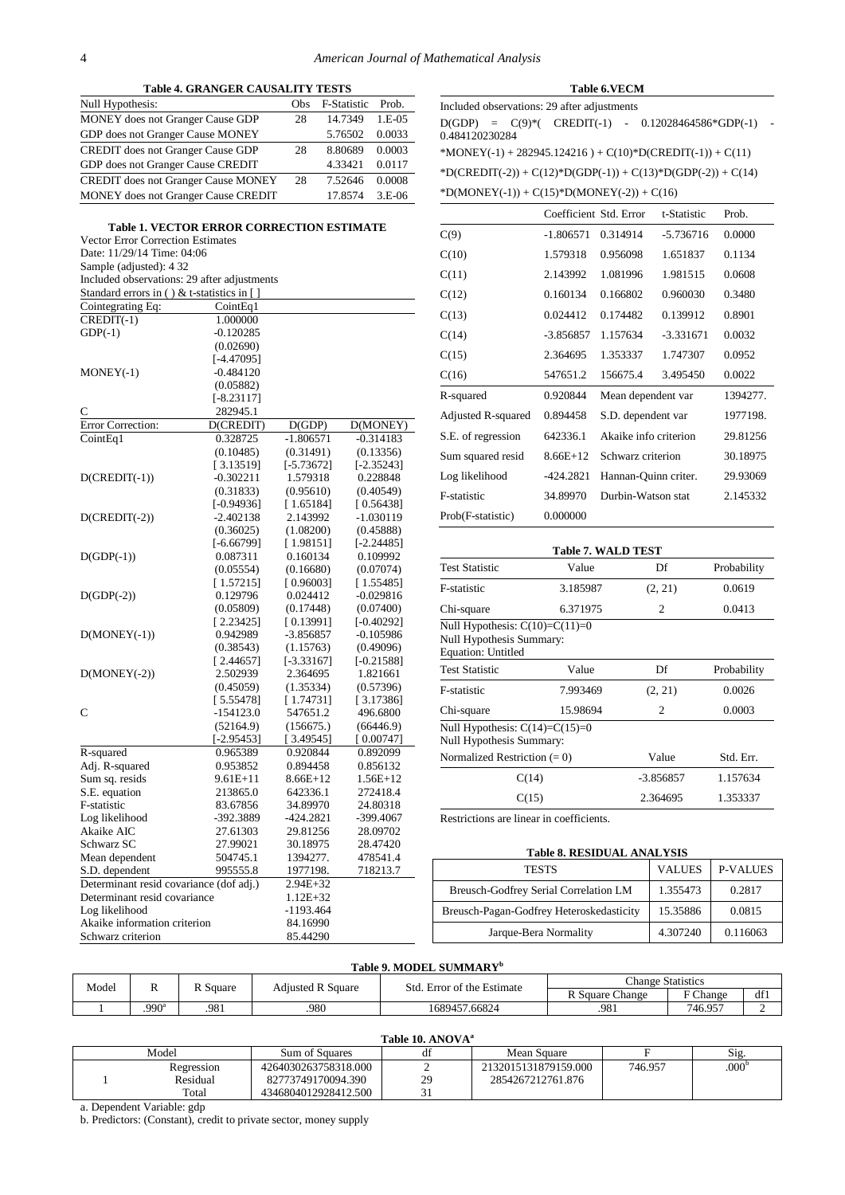**Table 4. GRANGER CAUSALITY TESTS**

| Null Hypothesis: | Obs | F-Statistic | Prob. |
|---|---|---|---|
| MONEY does not Granger Cause GDP | 28 | 14.7349 | 1.E-05 |
| GDP does not Granger Cause MONEY | | 5.76502 | 0.0033 |
| CREDIT does not Granger Cause GDP | 28 | 8.80689 | 0.0003 |
| GDP does not Granger Cause CREDIT | | 4.33421 | 0.0117 |
| CREDIT does not Granger Cause MONEY | 28 | 7.52646 | 0.0008 |
| MONEY does not Granger Cause CREDIT | | 17.8574 | 3.E-06 |

**Table 1. VECTOR ERROR CORRECTION ESTIMATE**

Vector Error Correction Estimates
Date: 11/29/14 Time: 04:06
Sample (adjusted): 4 32
Included observations: 29 after adjustments
Standard errors in ( ) & t-statistics in [ ]

| Cointegrating Eq: | CointEq1 | | |
|---|---|---|---|
| CREDIT(-1) | 1.000000 | | |
| GDP(-1) | -0.120285 | | |
| | (0.02690) | | |
| | [-4.47095] | | |
| MONEY(-1) | -0.484120 | | |
| | (0.05882) | | |
| | [-8.23117] | | |
| C | 282945.1 | | |
| **Error Correction:** | **D(CREDIT)** | **D(GDP)** | **D(MONEY)** |
| CointEq1 | 0.328725 | -1.806571 | -0.314183 |
| | (0.10485) | (0.31491) | (0.13356) |
| | [ 3.13519] | [-5.73672] | [-2.35243] |
| D(CREDIT(-1)) | -0.302211 | 1.579318 | 0.228848 |
| | (0.31833) | (0.95610) | (0.40549) |
| | [-0.94936] | [ 1.65184] | [ 0.56438] |
| D(CREDIT(-2)) | -2.402138 | 2.143992 | -1.030119 |
| | (0.36025) | (1.08200) | (0.45888) |
| | [-6.66799] | [ 1.98151] | [-2.24485] |
| D(GDP(-1)) | 0.087311 | 0.160134 | 0.109992 |
| | (0.05554) | (0.16680) | (0.07074) |
| | [ 1.57215] | [ 0.96003] | [ 1.55485] |
| D(GDP(-2)) | 0.129796 | 0.024412 | -0.029816 |
| | (0.05809) | (0.17448) | (0.07400) |
| | [ 2.23425] | [ 0.13991] | [-0.40292] |
| D(MONEY(-1)) | 0.942989 | -3.856857 | -0.105986 |
| | (0.38543) | (1.15763) | (0.49096) |
| | [ 2.44657] | [-3.33167] | [-0.21588] |
| D(MONEY(-2)) | 2.502939 | 2.364695 | 1.821661 |
| | (0.45059) | (1.35334) | (0.57396) |
| | [ 5.55478] | [ 1.74731] | [ 3.17386] |
| C | -154123.0 | 547651.2 | 496.6800 |
| | (52164.9) | (156675.) | (66446.9) |
| | [-2.95453] | [ 3.49545] | [ 0.00747] |
| R-squared | 0.965389 | 0.920844 | 0.892099 |
| Adj. R-squared | 0.953852 | 0.894458 | 0.856132 |
| Sum sq. resids | 9.61E+11 | 8.66E+12 | 1.56E+12 |
| S.E. equation | 213865.0 | 642336.1 | 272418.4 |
| F-statistic | 83.67856 | 34.89970 | 24.80318 |
| Log likelihood | -392.3889 | -424.2821 | -399.4067 |
| Akaike AIC | 27.61303 | 29.81256 | 28.09702 |
| Schwarz SC | 27.99021 | 30.18975 | 28.47420 |
| Mean dependent | 504745.1 | 1394277. | 478541.4 |
| S.D. dependent | 995555.8 | 1977198. | 718213.7 |
| Determinant resid covariance (dof adj.) | | 2.94E+32 | |
| Determinant resid covariance | | 1.12E+32 | |
| Log likelihood | | -1193.464 | |
| Akaike information criterion | | 84.16990 | |
| Schwarz criterion | | 85.44290 | |

**Table 6.VECM**

Included observations: 29 after adjustments

D(GDP) = C(9)*( CREDIT(-1) - 0.12028464586*GDP(-1) - 0.484120230284 *MONEY(-1) + 282945.124216 ) + C(10)*D(CREDIT(-1)) + C(11) *D(CREDIT(-2)) + C(12)*D(GDP(-1)) + C(13)*D(GDP(-2)) + C(14) *D(MONEY(-1)) + C(15)*D(MONEY(-2)) + C(16)

| | Coefficient | Std. Error | t-Statistic | Prob. |
|---|---|---|---|---|
| C(9) | -1.806571 | 0.314914 | -5.736716 | 0.0000 |
| C(10) | 1.579318 | 0.956098 | 1.651837 | 0.1134 |
| C(11) | 2.143992 | 1.081996 | 1.981515 | 0.0608 |
| C(12) | 0.160134 | 0.166802 | 0.960030 | 0.3480 |
| C(13) | 0.024412 | 0.174482 | 0.139912 | 0.8901 |
| C(14) | -3.856857 | 1.157634 | -3.331671 | 0.0032 |
| C(15) | 2.364695 | 1.353337 | 1.747307 | 0.0952 |
| C(16) | 547651.2 | 156675.4 | 3.495450 | 0.0022 |
| R-squared | 0.920844 | Mean dependent var | | 1394277. |
| Adjusted R-squared | 0.894458 | S.D. dependent var | | 1977198. |
| S.E. of regression | 642336.1 | Akaike info criterion | | 29.81256 |
| Sum squared resid | 8.66E+12 | Schwarz criterion | | 30.18975 |
| Log likelihood | -424.2821 | Hannan-Quinn criter. | | 29.93069 |
| F-statistic | 34.89970 | Durbin-Watson stat | | 2.145332 |
| Prob(F-statistic) | 0.000000 | | | |

**Table 7. WALD TEST**

| Test Statistic | Value | Df | Probability |
|---|---|---|---|
| F-statistic | 3.185987 | (2, 21) | 0.0619 |
| Chi-square | 6.371975 | 2 | 0.0413 |

Null Hypothesis: C(10)=C(11)=0
Null Hypothesis Summary:
Equation: Untitled

| Test Statistic | Value | Df | Probability |
|---|---|---|---|
| F-statistic | 7.993469 | (2, 21) | 0.0026 |
| Chi-square | 15.98694 | 2 | 0.0003 |

Null Hypothesis: C(14)=C(15)=0
Null Hypothesis Summary:

| Normalized Restriction (= 0) | Value | Std. Err. |
|---|---|---|
| C(14) | -3.856857 | 1.157634 |
| C(15) | 2.364695 | 1.353337 |

Restrictions are linear in coefficients.

**Table 8. RESIDUAL ANALYSIS**

| TESTS | VALUES | P-VALUES |
|---|---|---|
| Breusch-Godfrey Serial Correlation LM | 1.355473 | 0.2817 |
| Breusch-Pagan-Godfrey Heteroskedasticity | 15.35886 | 0.0815 |
| Jarque-Bera Normality | 4.307240 | 0.116063 |

**Table 9. MODEL SUMMARY[b]**

| Model | R | R Square | Adjusted R Square | Std. Error of the Estimate | Change Statistics | | |
|---|---|---|---|---|---|---|---|
| | | | | | R Square Change | F Change | df1 |
| 1 | .990[a] | .981 | .980 | 1689457.66824 | .981 | 746.957 | 2 |

**Table 10. ANOVA[a]**

| Model | | Sum of Squares | df | Mean Square | F | Sig. |
|---|---|---|---|---|---|---|
| 1 | Regression | 4264030263758318.000 | 2 | 2132015131879159.000 | 746.957 | .000[b] |
| | Residual | 82773749170094.390 | 29 | 2854267212761.876 | | |
| | Total | 4346804012928412.500 | 31 | | | |

a. Dependent Variable: gdp
b. Predictors: (Constant), credit to private sector, money supply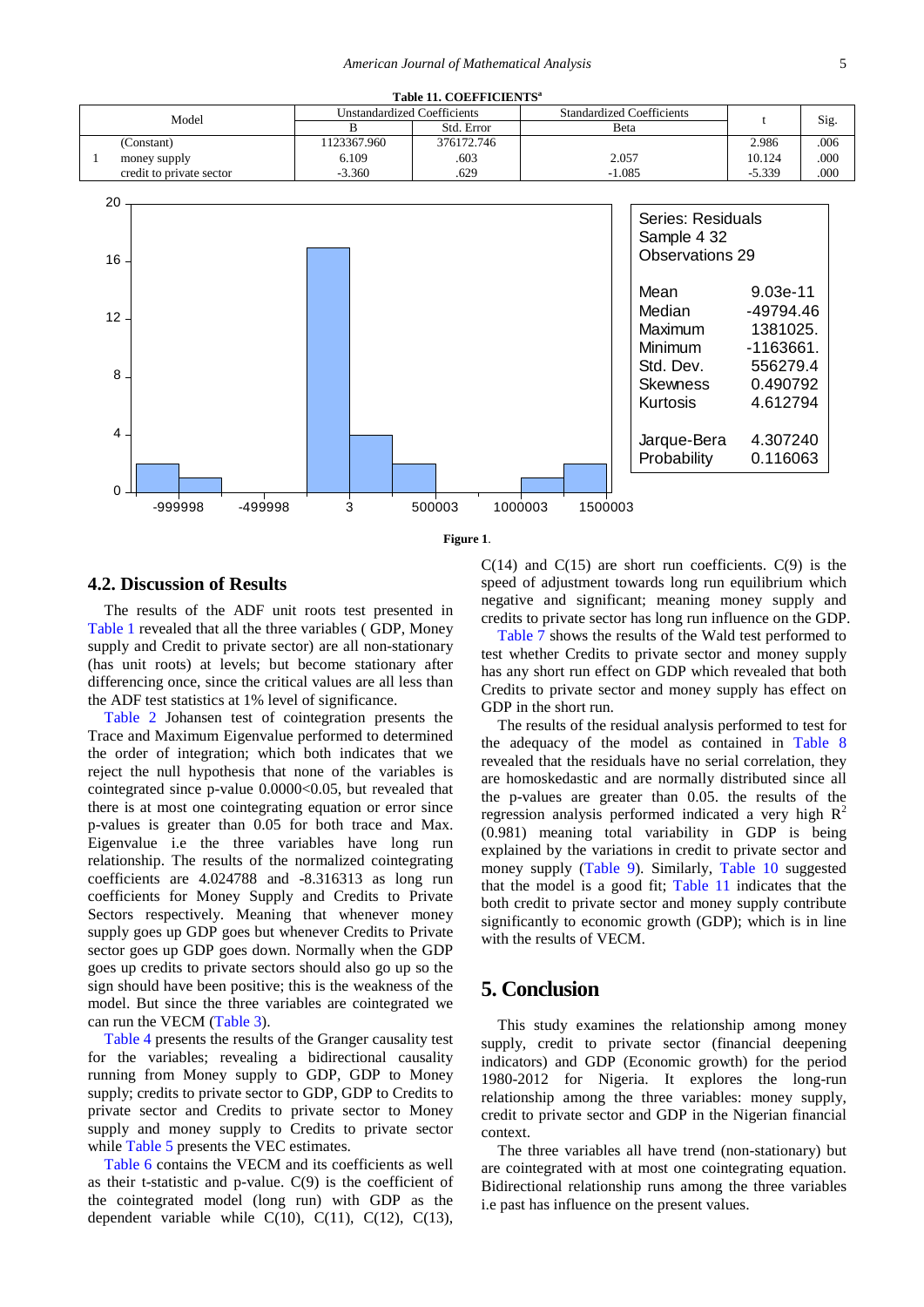**Table 11. COEFFICIENTS[a]**

| Model | | Unstandardized Coefficients | | Standardized Coefficients | t | Sig. |
|---|---|---|---|---|---|---|
| | | B | Std. Error | Beta | | |
| 1 | (Constant) | 1123367.960 | 376172.746 | | 2.986 | .006 |
| | money supply | 6.109 | .603 | 2.057 | 10.124 | .000 |
| | credit to private sector | -3.360 | .629 | -1.085 | -5.339 | .000 |

Figure 1.

## 4.2. Discussion of Results

The results of the ADF unit roots test presented in Table 1 revealed that all the three variables ( GDP, Money supply and Credit to private sector) are all non-stationary (has unit roots) at levels; but become stationary after differencing once, since the critical values are all less than the ADF test statistics at 1% level of significance.

Table 2 Johansen test of cointegration presents the Trace and Maximum Eigenvalue performed to determined the order of integration; which both indicates that we reject the null hypothesis that none of the variables is cointegrated since p-value 0.0000<0.05, but revealed that there is at most one cointegrating equation or error since p-values is greater than 0.05 for both trace and Max. Eigenvalue i.e the three variables have long run relationship. The results of the normalized cointegrating coefficients are 4.024788 and -8.316313 as long run coefficients for Money Supply and Credits to Private Sectors respectively. Meaning that whenever money supply goes up GDP goes but whenever Credits to Private sector goes up GDP goes down. Normally when the GDP goes up credits to private sectors should also go up so the sign should have been positive; this is the weakness of the model. But since the three variables are cointegrated we can run the VECM (Table 3).

Table 4 presents the results of the Granger causality test for the variables; revealing a bidirectional causality running from Money supply to GDP, GDP to Money supply; credits to private sector to GDP, GDP to Credits to private sector and Credits to private sector to Money supply and money supply to Credits to private sector while Table 5 presents the VEC estimates.

Table 6 contains the VECM and its coefficients as well as their t-statistic and p-value. C(9) is the coefficient of the cointegrated model (long run) with GDP as the dependent variable while C(10), C(11), C(12), C(13), C(14) and C(15) are short run coefficients. C(9) is the speed of adjustment towards long run equilibrium which negative and significant; meaning money supply and credits to private sector has long run influence on the GDP.

Table 7 shows the results of the Wald test performed to test whether Credits to private sector and money supply has any short run effect on GDP which revealed that both Credits to private sector and money supply has effect on GDP in the short run.

The results of the residual analysis performed to test for the adequacy of the model as contained in Table 8 revealed that the residuals have no serial correlation, they are homoskedastic and are normally distributed since all the p-values are greater than 0.05. the results of the regression analysis performed indicated a very high $R^2$ (0.981) meaning total variability in GDP is being explained by the variations in credit to private sector and money supply (Table 9). Similarly, Table 10 suggested that the model is a good fit; Table 11 indicates that the both credit to private sector and money supply contribute significantly to economic growth (GDP); which is in line with the results of VECM.

## 5. Conclusion

This study examines the relationship among money supply, credit to private sector (financial deepening indicators) and GDP (Economic growth) for the period 1980-2012 for Nigeria. It explores the long-run relationship among the three variables: money supply, credit to private sector and GDP in the Nigerian financial context.

The three variables all have trend (non-stationary) but are cointegrated with at most one cointegrating equation. Bidirectional relationship runs among the three variables i.e past has influence on the present values.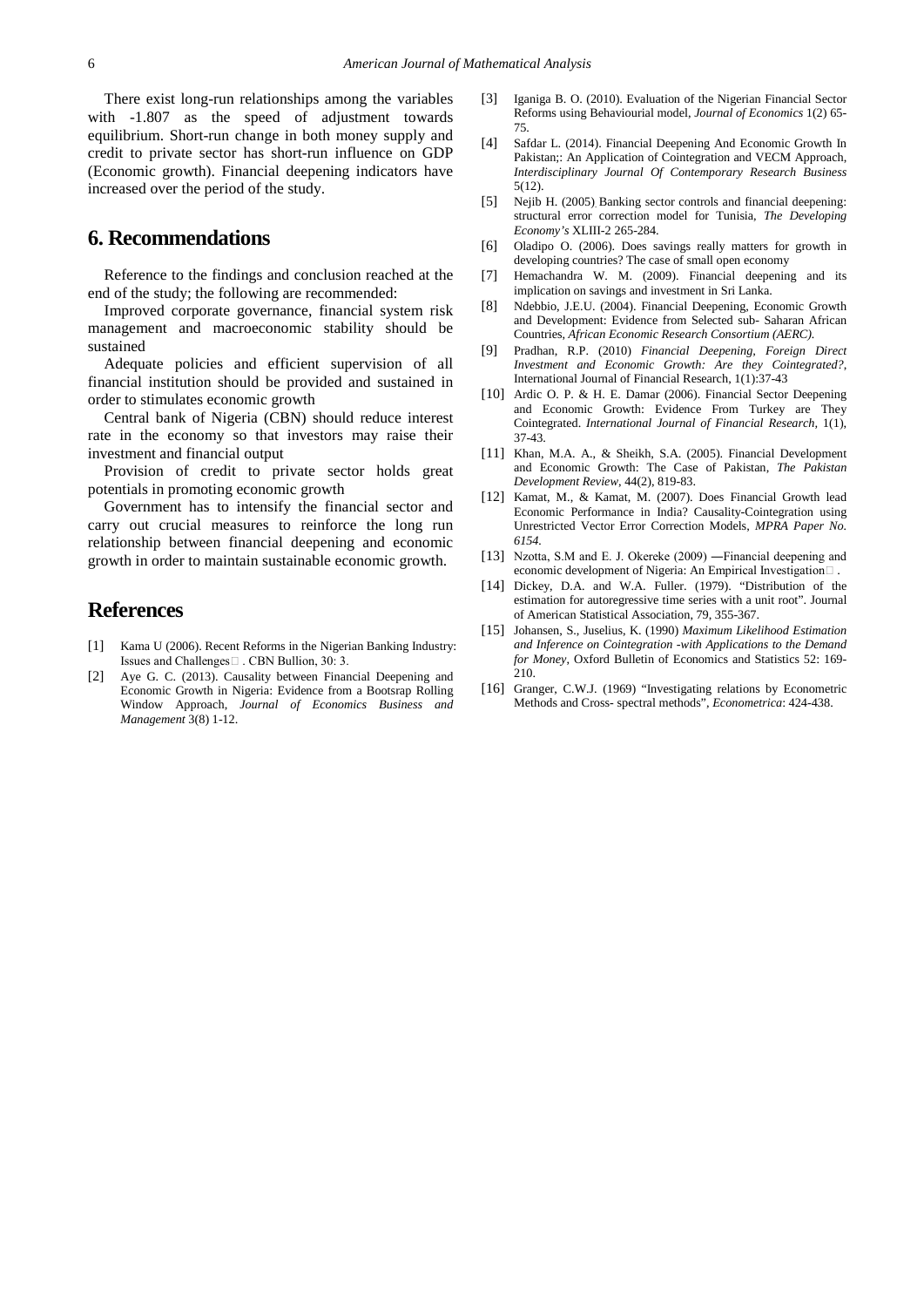There exist long-run relationships among the variables with -1.807 as the speed of adjustment towards equilibrium. Short-run change in both money supply and credit to private sector has short-run influence on GDP (Economic growth). Financial deepening indicators have increased over the period of the study.

## 6. Recommendations

Reference to the findings and conclusion reached at the end of the study; the following are recommended:

Improved corporate governance, financial system risk management and macroeconomic stability should be sustained

Adequate policies and efficient supervision of all financial institution should be provided and sustained in order to stimulates economic growth

Central bank of Nigeria (CBN) should reduce interest rate in the economy so that investors may raise their investment and financial output

Provision of credit to private sector holds great potentials in promoting economic growth

Government has to intensify the financial sector and carry out crucial measures to reinforce the long run relationship between financial deepening and economic growth in order to maintain sustainable economic growth.

## References

[1] Kama U (2006). Recent Reforms in the Nigerian Banking Industry: Issues and Challenges. CBN Bullion, 30: 3.

[2] Aye G. C. (2013). Causality between Financial Deepening and Economic Growth in Nigeria: Evidence from a Bootsrap Rolling Window Approach, *Journal of Economics Business and Management* 3(8) 1-12.

[3] Iganiga B. O. (2010). Evaluation of the Nigerian Financial Sector Reforms using Behaviourial model, *Journal of Economics* 1(2) 65-75.

[4] Safdar L. (2014). Financial Deepening And Economic Growth In Pakistan;: An Application of Cointegration and VECM Approach, *Interdisciplinary Journal Of Contemporary Research Business* 5(12).

[5] Nejib H. (2005) Banking sector controls and financial deepening: structural error correction model for Tunisia, *The Developing Economy's* XLIII-2 265-284.

[6] Oladipo O. (2006). Does savings really matters for growth in developing countries? The case of small open economy

[7] Hemachandra W. M. (2009). Financial deepening and its implication on savings and investment in Sri Lanka.

[8] Ndebbio, J.E.U. (2004). Financial Deepening, Economic Growth and Development: Evidence from Selected sub- Saharan African Countries, *African Economic Research Consortium (AERC).*

[9] Pradhan, R.P. (2010) *Financial Deepening, Foreign Direct Investment and Economic Growth: Are they Cointegrated?,* International Journal of Financial Research, 1(1):37-43

[10] Ardic O. P. & H. E. Damar (2006). Financial Sector Deepening and Economic Growth: Evidence From Turkey are They Cointegrated. *International Journal of Financial Research,* 1(1), 37-43.

[11] Khan, M.A. A., & Sheikh, S.A. (2005). Financial Development and Economic Growth: The Case of Pakistan, *The Pakistan Development Review,* 44(2), 819-83.

[12] Kamat, M., & Kamat, M. (2007). Does Financial Growth lead Economic Performance in India? Causality-Cointegration using Unrestricted Vector Error Correction Models, *MPRA Paper No. 6154.*

[13] Nzotta, S.M and E. J. Okereke (2009) ―Financial deepening and economic development of Nigeria: An Empirical Investigation.

[14] Dickey, D.A. and W.A. Fuller. (1979). "Distribution of the estimation for autoregressive time series with a unit root". Journal of American Statistical Association, 79, 355-367.

[15] Johansen, S., Juselius, K. (1990) *Maximum Likelihood Estimation and Inference on Cointegration -with Applications to the Demand for Money,* Oxford Bulletin of Economics and Statistics 52: 169-210.

[16] Granger, C.W.J. (1969) "Investigating relations by Econometric Methods and Cross- spectral methods", *Econometrica*: 424-438.